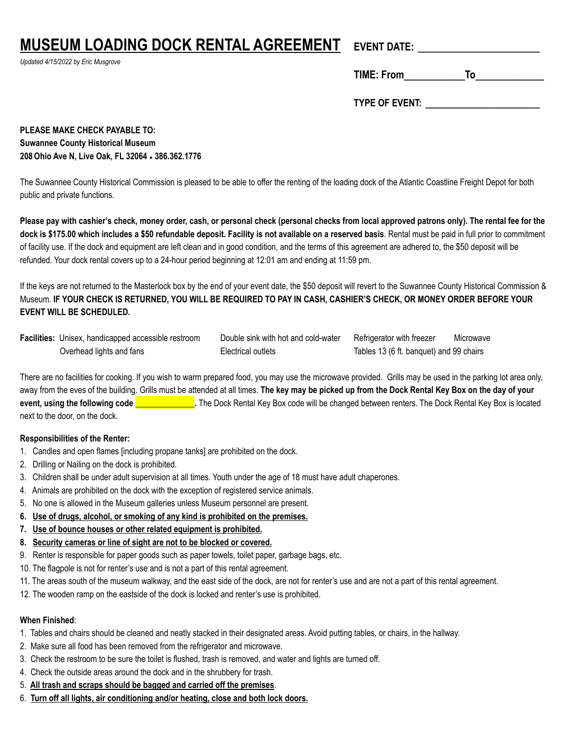# MUSEUM LOADING DOCK RENTAL AGREEMENT

*Updated 4/15/2022 by Eric Musgrove*

**EVENT DATE: ______________________**

**TIME: From___________To_____________**

**TYPE OF EVENT: ______________________**

**PLEASE MAKE CHECK PAYABLE TO:**
**Suwannee County Historical Museum**
**208 Ohio Ave N, Live Oak, FL 32064 • 386.362.1776**

The Suwannee County Historical Commission is pleased to be able to offer the renting of the loading dock of the Atlantic Coastline Freight Depot for both public and private functions.

**Please pay with cashier's check, money order, cash, or personal check (personal checks from local approved patrons only). The rental fee for the dock is $175.00 which includes a $50 refundable deposit. Facility is not available on a reserved basis**. Rental must be paid in full prior to commitment of facility use. If the dock and equipment are left clean and in good condition, and the terms of this agreement are adhered to, the $50 deposit will be refunded. Your dock rental covers up to a 24-hour period beginning at 12:01 am and ending at 11:59 pm.

If the keys are not returned to the Masterlock box by the end of your event date, the $50 deposit will revert to the Suwannee County Historical Commission & Museum. **IF YOUR CHECK IS RETURNED, YOU WILL BE REQUIRED TO PAY IN CASH, CASHIER'S CHECK, OR MONEY ORDER BEFORE YOUR EVENT WILL BE SCHEDULED.**

**Facilities:** Unisex, handicapped accessible restroom; Double sink with hot and cold-water; Refrigerator with freezer; Microwave; Overhead lights and fans; Electrical outlets; Tables 13 (6 ft. banquet) and 99 chairs

There are no facilities for cooking. If you wish to warm prepared food, you may use the microwave provided. Grills may be used in the parking lot area only, away from the eves of the building. Grills must be attended at all times. **The key may be picked up from the Dock Rental Key Box on the day of your event, using the following code _____________.** The Dock Rental Key Box code will be changed between renters. The Dock Rental Key Box is located next to the door, on the dock.

**Responsibilities of the Renter:**

1. Candles and open flames [including propane tanks] are prohibited on the dock.
2. Drilling or Nailing on the dock is prohibited.
3. Children shall be under adult supervision at all times. Youth under the age of 18 must have adult chaperones.
4. Animals are prohibited on the dock with the exception of registered service animals.
5. No one is allowed in the Museum galleries unless Museum personnel are present.
6. **Use of drugs, alcohol, or smoking of any kind is prohibited on the premises.**
7. **Use of bounce houses or other related equipment is prohibited.**
8. **Security cameras or line of sight are not to be blocked or covered.**
9. Renter is responsible for paper goods such as paper towels, toilet paper, garbage bags, etc.
10. The flagpole is not for renter's use and is not a part of this rental agreement.
11. The areas south of the museum walkway, and the east side of the dock, are not for renter's use and are not a part of this rental agreement.
12. The wooden ramp on the eastside of the dock is locked and renter's use is prohibited.

**When Finished**:

1. Tables and chairs should be cleaned and neatly stacked in their designated areas. Avoid putting tables, or chairs, in the hallway.
2. Make sure all food has been removed from the refrigerator and microwave.
3. Check the restroom to be sure the toilet is flushed, trash is removed, and water and lights are turned off.
4. Check the outside areas around the dock and in the shrubbery for trash.
5. **All trash and scraps should be bagged and carried off the premises**.
6. **Turn off all lights, air conditioning and/or heating, close and both lock doors.**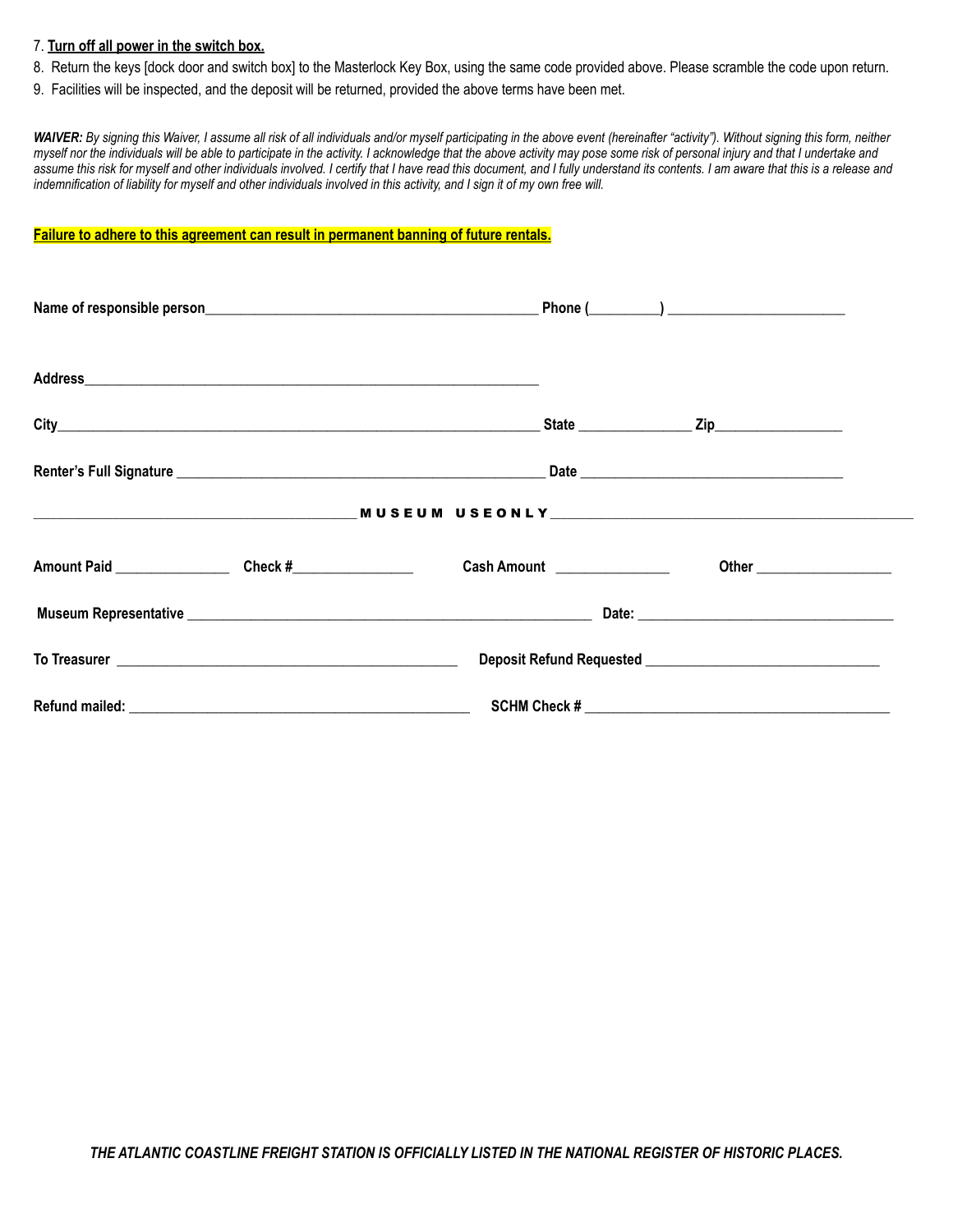7. **Turn off all power in the switch box.**
8. Return the keys [dock door and switch box] to the Masterlock Key Box, using the same code provided above. Please scramble the code upon return.
9. Facilities will be inspected, and the deposit will be returned, provided the above terms have been met.

***WAIVER:*** *By signing this Waiver, I assume all risk of all individuals and/or myself participating in the above event (hereinafter "activity"). Without signing this form, neither myself nor the individuals will be able to participate in the activity. I acknowledge that the above activity may pose some risk of personal injury and that I undertake and assume this risk for myself and other individuals involved. I certify that I have read this document, and I fully understand its contents. I am aware that this is a release and indemnification of liability for myself and other individuals involved in this activity, and I sign it of my own free will.*

**Failure to adhere to this agreement can result in permanent banning of future rentals.**

**Name of responsible person**_______________________________________________ **Phone (**_________**)** ________________________

**Address**_________________________________________________________________

**City**_____________________________________________________________________ **State** _______________ **Zip**_________________

**Renter's Full Signature** ___________________________________________________ **Date** ___________________________________

______________________________________________**MUSEUM USEONLY**______________________________________________

**Amount Paid** _______________ **Check #**________________ **Cash Amount** _______________ **Other** __________________

**Museum Representative** ________________________________________________________ **Date:** ___________________________________

**To Treasurer** _______________________________________________ **Deposit Refund Requested** ________________________________

**Refund mailed:** _______________________________________________ **SCHM Check #** ___________________________________________

***THE ATLANTIC COASTLINE FREIGHT STATION IS OFFICIALLY LISTED IN THE NATIONAL REGISTER OF HISTORIC PLACES.***